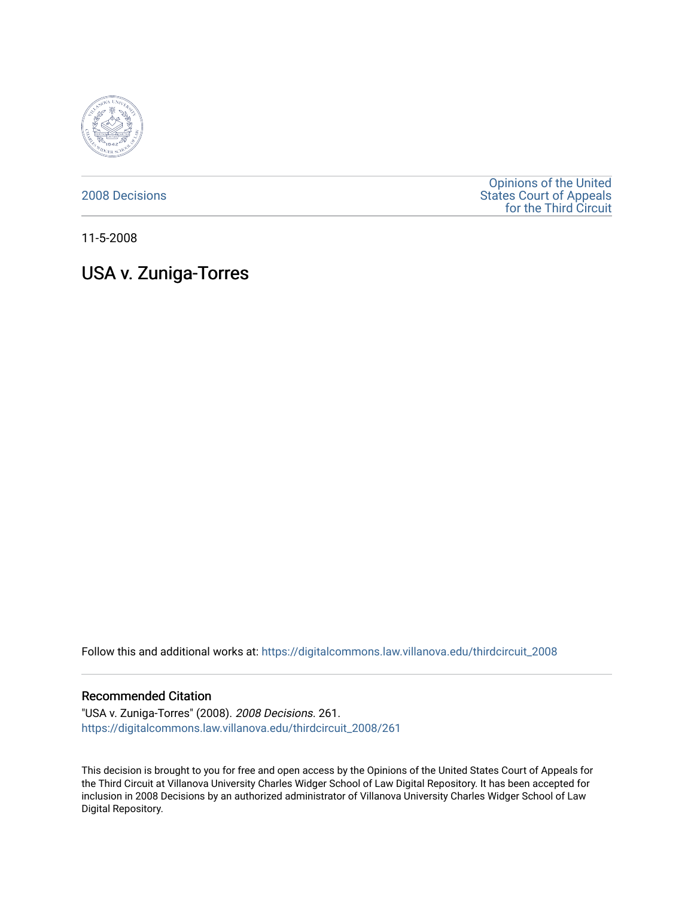2008 Decisions

Opinions of the United States Court of Appeals for the Third Circuit

11-5-2008

# USA v. Zuniga-Torres

Follow this and additional works at: https://digitalcommons.law.villanova.edu/thirdcircuit_2008

## Recommended Citation

"USA v. Zuniga-Torres" (2008). *2008 Decisions*. 261.
https://digitalcommons.law.villanova.edu/thirdcircuit_2008/261

This decision is brought to you for free and open access by the Opinions of the United States Court of Appeals for the Third Circuit at Villanova University Charles Widger School of Law Digital Repository. It has been accepted for inclusion in 2008 Decisions by an authorized administrator of Villanova University Charles Widger School of Law Digital Repository.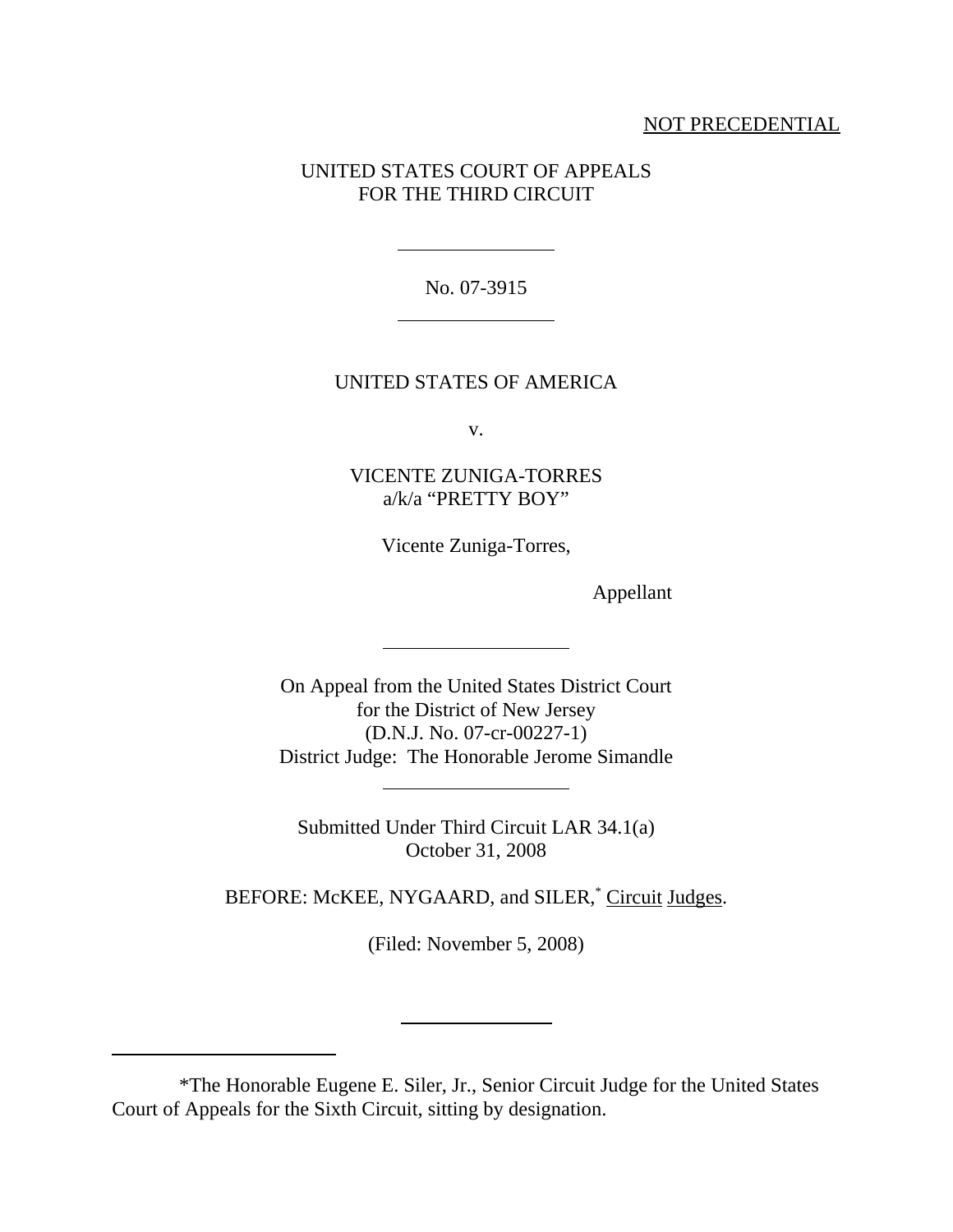NOT PRECEDENTIAL

UNITED STATES COURT OF APPEALS
FOR THE THIRD CIRCUIT

---

No. 07-3915

---

UNITED STATES OF AMERICA

v.

VICENTE ZUNIGA-TORRES
a/k/a "PRETTY BOY"

Vicente Zuniga-Torres,

Appellant

---

On Appeal from the United States District Court
for the District of New Jersey
(D.N.J. No. 07-cr-00227-1)
District Judge: The Honorable Jerome Simandle

---

Submitted Under Third Circuit LAR 34.1(a)
October 31, 2008

BEFORE: McKEE, NYGAARD, and SILER,* Circuit Judges.

(Filed: November 5, 2008)

---

*The Honorable Eugene E. Siler, Jr., Senior Circuit Judge for the United States Court of Appeals for the Sixth Circuit, sitting by designation.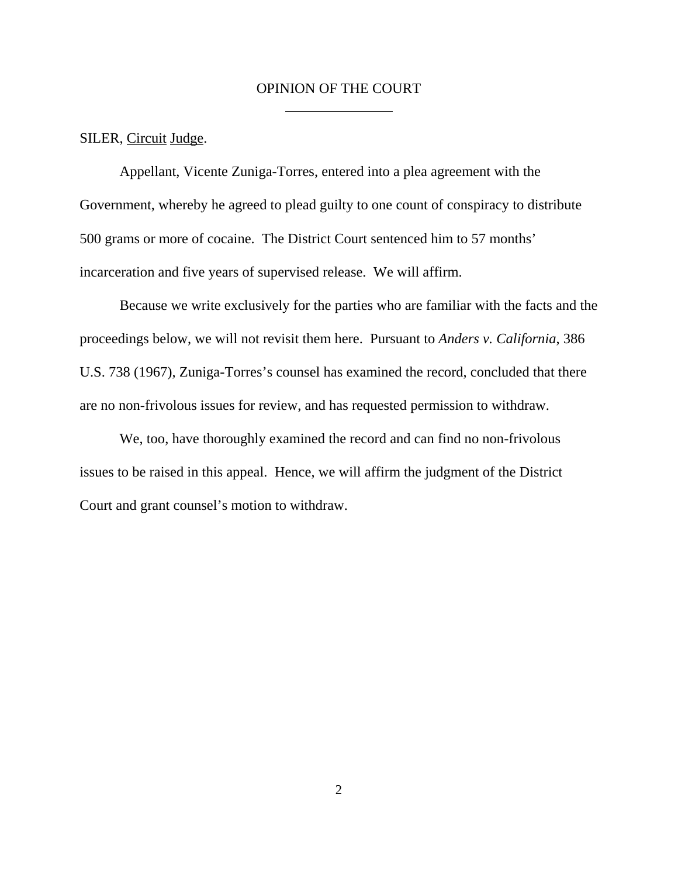# OPINION OF THE COURT

SILER, Circuit Judge.

Appellant, Vicente Zuniga-Torres, entered into a plea agreement with the Government, whereby he agreed to plead guilty to one count of conspiracy to distribute 500 grams or more of cocaine. The District Court sentenced him to 57 months' incarceration and five years of supervised release. We will affirm.

Because we write exclusively for the parties who are familiar with the facts and the proceedings below, we will not revisit them here. Pursuant to *Anders v. California*, 386 U.S. 738 (1967), Zuniga-Torres's counsel has examined the record, concluded that there are no non-frivolous issues for review, and has requested permission to withdraw.

We, too, have thoroughly examined the record and can find no non-frivolous issues to be raised in this appeal. Hence, we will affirm the judgment of the District Court and grant counsel's motion to withdraw.